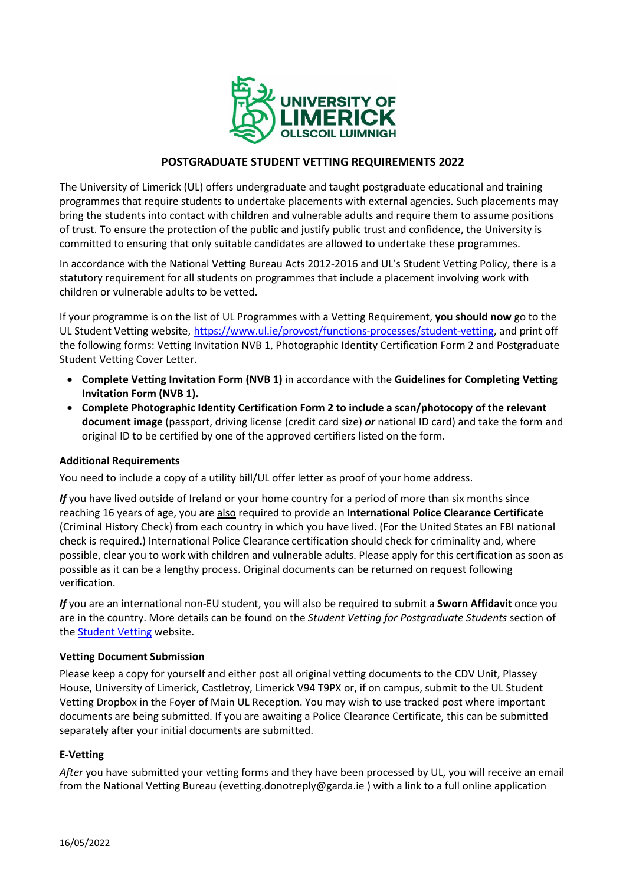# POSTGRADUATE STUDENT VETTING REQUIREMENTS 2022

The University of Limerick (UL) offers undergraduate and taught postgraduate educational and training programmes that require students to undertake placements with external agencies. Such placements may bring the students into contact with children and vulnerable adults and require them to assume positions of trust. To ensure the protection of the public and justify public trust and confidence, the University is committed to ensuring that only suitable candidates are allowed to undertake these programmes.

In accordance with the National Vetting Bureau Acts 2012-2016 and UL's Student Vetting Policy, there is a statutory requirement for all students on programmes that include a placement involving work with children or vulnerable adults to be vetted.

If your programme is on the list of UL Programmes with a Vetting Requirement, **you should now** go to the UL Student Vetting website, https://www.ul.ie/provost/functions-processes/student-vetting, and print off the following forms: Vetting Invitation NVB 1, Photographic Identity Certification Form 2 and Postgraduate Student Vetting Cover Letter.

- **Complete Vetting Invitation Form (NVB 1)** in accordance with the **Guidelines for Completing Vetting Invitation Form (NVB 1).**
- **Complete Photographic Identity Certification Form 2 to include a scan/photocopy of the relevant document image** (passport, driving license (credit card size) ***or*** national ID card) and take the form and original ID to be certified by one of the approved certifiers listed on the form.

### Additional Requirements

You need to include a copy of a utility bill/UL offer letter as proof of your home address.

***If*** you have lived outside of Ireland or your home country for a period of more than six months since reaching 16 years of age, you are also required to provide an **International Police Clearance Certificate** (Criminal History Check) from each country in which you have lived. (For the United States an FBI national check is required.) International Police Clearance certification should check for criminality and, where possible, clear you to work with children and vulnerable adults. Please apply for this certification as soon as possible as it can be a lengthy process. Original documents can be returned on request following verification.

***If*** you are an international non-EU student, you will also be required to submit a **Sworn Affidavit** once you are in the country. More details can be found on the *Student Vetting for Postgraduate Students* section of the Student Vetting website.

### Vetting Document Submission

Please keep a copy for yourself and either post all original vetting documents to the CDV Unit, Plassey House, University of Limerick, Castletroy, Limerick V94 T9PX or, if on campus, submit to the UL Student Vetting Dropbox in the Foyer of Main UL Reception. You may wish to use tracked post where important documents are being submitted. If you are awaiting a Police Clearance Certificate, this can be submitted separately after your initial documents are submitted.

### E-Vetting

*After* you have submitted your vetting forms and they have been processed by UL, you will receive an email from the National Vetting Bureau (evetting.donotreply@garda.ie ) with a link to a full online application

16/05/2022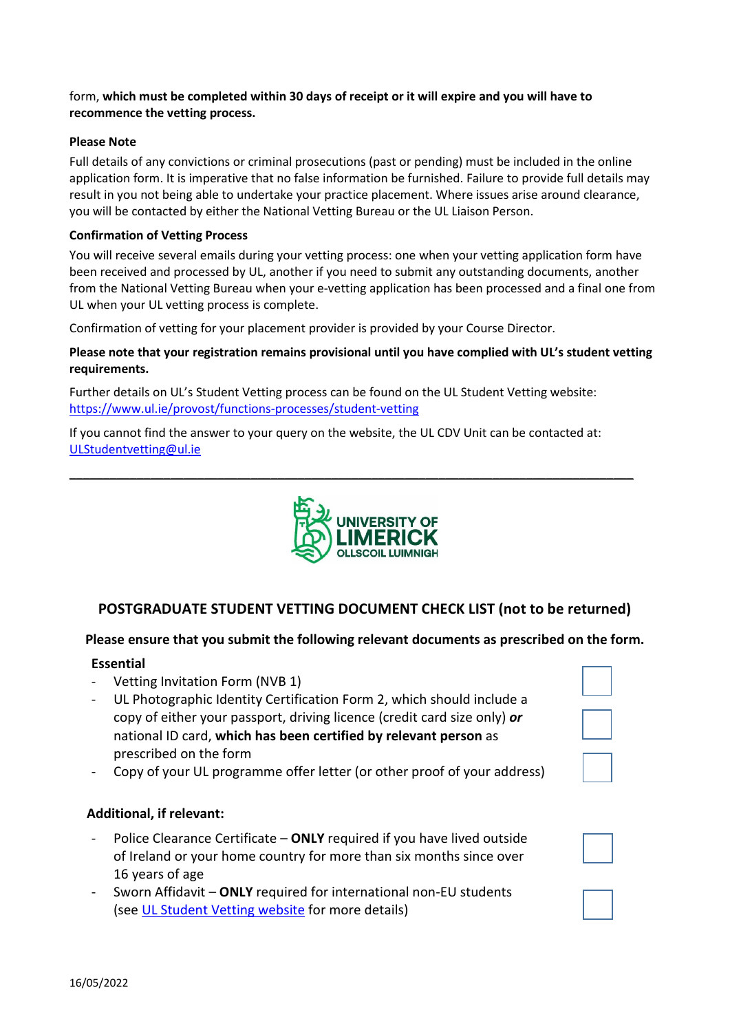form, **which must be completed within 30 days of receipt or it will expire and you will have to recommence the vetting process.**

**Please Note**

Full details of any convictions or criminal prosecutions (past or pending) must be included in the online application form. It is imperative that no false information be furnished. Failure to provide full details may result in you not being able to undertake your practice placement. Where issues arise around clearance, you will be contacted by either the National Vetting Bureau or the UL Liaison Person.

**Confirmation of Vetting Process**

You will receive several emails during your vetting process: one when your vetting application form have been received and processed by UL, another if you need to submit any outstanding documents, another from the National Vetting Bureau when your e-vetting application has been processed and a final one from UL when your UL vetting process is complete.

Confirmation of vetting for your placement provider is provided by your Course Director.

**Please note that your registration remains provisional until you have complied with UL's student vetting requirements.**

Further details on UL's Student Vetting process can be found on the UL Student Vetting website: https://www.ul.ie/provost/functions-processes/student-vetting

If you cannot find the answer to your query on the website, the UL CDV Unit can be contacted at: ULStudentvetting@ul.ie

---

UNIVERSITY OF LIMERICK
OLLSCOIL LUIMNIGH

## POSTGRADUATE STUDENT VETTING DOCUMENT CHECK LIST (not to be returned)

**Please ensure that you submit the following relevant documents as prescribed on the form.**

**Essential**

- Vetting Invitation Form (NVB 1) ☐
- UL Photographic Identity Certification Form 2, which should include a copy of either your passport, driving licence (credit card size only) ***or*** national ID card, **which has been certified by relevant person** as prescribed on the form ☐
- Copy of your UL programme offer letter (or other proof of your address) ☐

**Additional, if relevant:**

- Police Clearance Certificate – **ONLY** required if you have lived outside of Ireland or your home country for more than six months since over 16 years of age ☐
- Sworn Affidavit – **ONLY** required for international non-EU students (see UL Student Vetting website for more details) ☐

16/05/2022